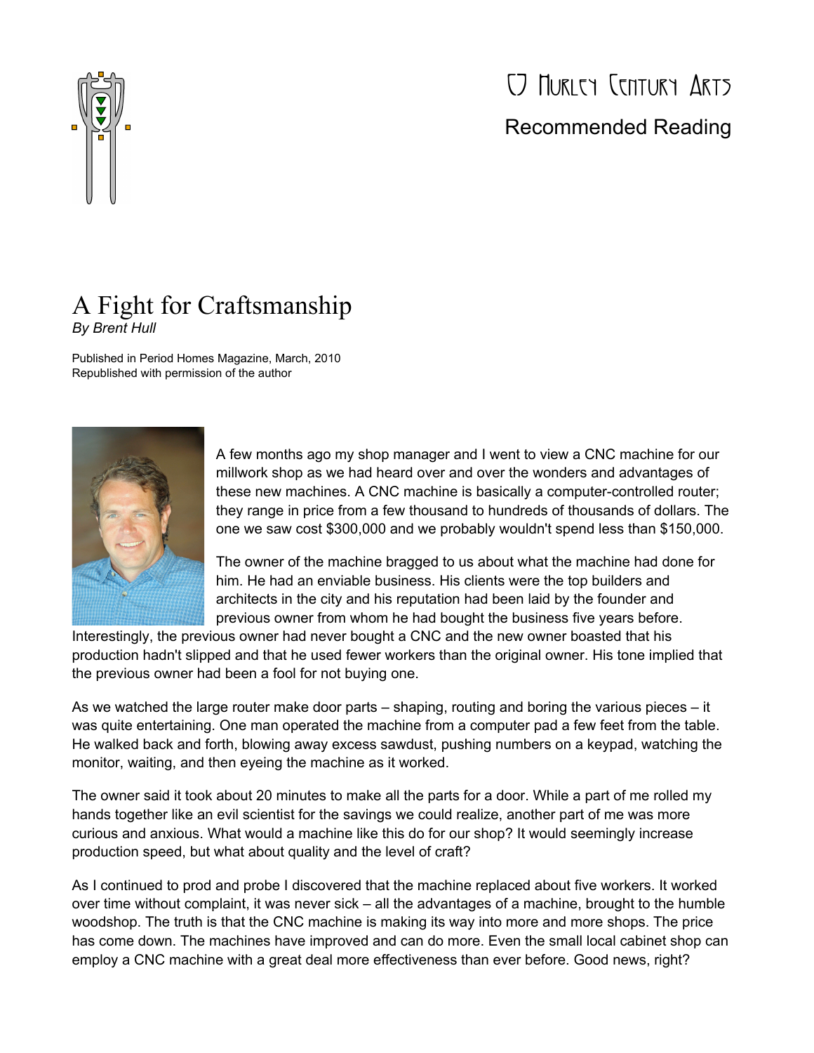CJ Hurley Century Arts

Recommended Reading

# A Fight for Craftsmanship

*By Brent Hull*

Published in Period Homes Magazine, March, 2010
Republished with permission of the author

A few months ago my shop manager and I went to view a CNC machine for our millwork shop as we had heard over and over the wonders and advantages of these new machines. A CNC machine is basically a computer-controlled router; they range in price from a few thousand to hundreds of thousands of dollars. The one we saw cost $300,000 and we probably wouldn't spend less than $150,000.

The owner of the machine bragged to us about what the machine had done for him. He had an enviable business. His clients were the top builders and architects in the city and his reputation had been laid by the founder and previous owner from whom he had bought the business five years before. Interestingly, the previous owner had never bought a CNC and the new owner boasted that his production hadn't slipped and that he used fewer workers than the original owner. His tone implied that the previous owner had been a fool for not buying one.

As we watched the large router make door parts – shaping, routing and boring the various pieces – it was quite entertaining. One man operated the machine from a computer pad a few feet from the table. He walked back and forth, blowing away excess sawdust, pushing numbers on a keypad, watching the monitor, waiting, and then eyeing the machine as it worked.

The owner said it took about 20 minutes to make all the parts for a door. While a part of me rolled my hands together like an evil scientist for the savings we could realize, another part of me was more curious and anxious. What would a machine like this do for our shop? It would seemingly increase production speed, but what about quality and the level of craft?

As I continued to prod and probe I discovered that the machine replaced about five workers. It worked over time without complaint, it was never sick – all the advantages of a machine, brought to the humble woodshop. The truth is that the CNC machine is making its way into more and more shops. The price has come down. The machines have improved and can do more. Even the small local cabinet shop can employ a CNC machine with a great deal more effectiveness than ever before. Good news, right?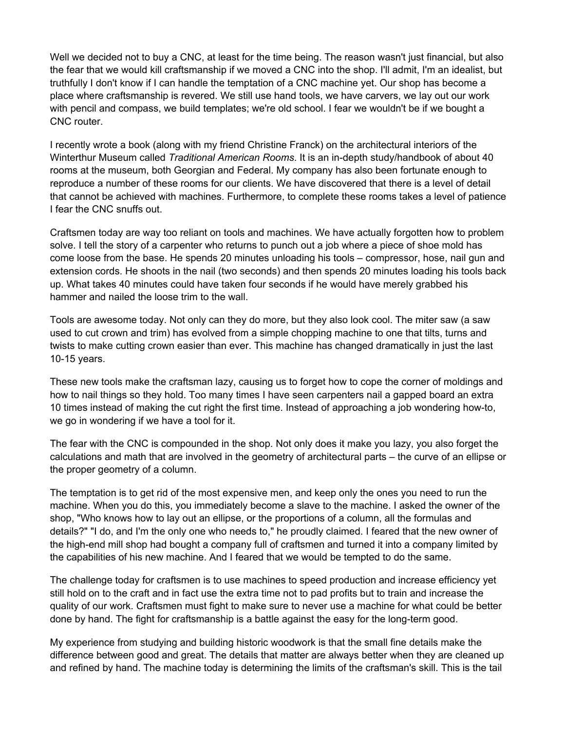Well we decided not to buy a CNC, at least for the time being. The reason wasn't just financial, but also the fear that we would kill craftsmanship if we moved a CNC into the shop. I'll admit, I'm an idealist, but truthfully I don't know if I can handle the temptation of a CNC machine yet. Our shop has become a place where craftsmanship is revered. We still use hand tools, we have carvers, we lay out our work with pencil and compass, we build templates; we're old school. I fear we wouldn't be if we bought a CNC router.

I recently wrote a book (along with my friend Christine Franck) on the architectural interiors of the Winterthur Museum called *Traditional American Rooms*. It is an in-depth study/handbook of about 40 rooms at the museum, both Georgian and Federal. My company has also been fortunate enough to reproduce a number of these rooms for our clients. We have discovered that there is a level of detail that cannot be achieved with machines. Furthermore, to complete these rooms takes a level of patience I fear the CNC snuffs out.

Craftsmen today are way too reliant on tools and machines. We have actually forgotten how to problem solve. I tell the story of a carpenter who returns to punch out a job where a piece of shoe mold has come loose from the base. He spends 20 minutes unloading his tools – compressor, hose, nail gun and extension cords. He shoots in the nail (two seconds) and then spends 20 minutes loading his tools back up. What takes 40 minutes could have taken four seconds if he would have merely grabbed his hammer and nailed the loose trim to the wall.

Tools are awesome today. Not only can they do more, but they also look cool. The miter saw (a saw used to cut crown and trim) has evolved from a simple chopping machine to one that tilts, turns and twists to make cutting crown easier than ever. This machine has changed dramatically in just the last 10-15 years.

These new tools make the craftsman lazy, causing us to forget how to cope the corner of moldings and how to nail things so they hold. Too many times I have seen carpenters nail a gapped board an extra 10 times instead of making the cut right the first time. Instead of approaching a job wondering how-to, we go in wondering if we have a tool for it.

The fear with the CNC is compounded in the shop. Not only does it make you lazy, you also forget the calculations and math that are involved in the geometry of architectural parts – the curve of an ellipse or the proper geometry of a column.

The temptation is to get rid of the most expensive men, and keep only the ones you need to run the machine. When you do this, you immediately become a slave to the machine. I asked the owner of the shop, "Who knows how to lay out an ellipse, or the proportions of a column, all the formulas and details?" "I do, and I'm the only one who needs to," he proudly claimed. I feared that the new owner of the high-end mill shop had bought a company full of craftsmen and turned it into a company limited by the capabilities of his new machine. And I feared that we would be tempted to do the same.

The challenge today for craftsmen is to use machines to speed production and increase efficiency yet still hold on to the craft and in fact use the extra time not to pad profits but to train and increase the quality of our work. Craftsmen must fight to make sure to never use a machine for what could be better done by hand. The fight for craftsmanship is a battle against the easy for the long-term good.

My experience from studying and building historic woodwork is that the small fine details make the difference between good and great. The details that matter are always better when they are cleaned up and refined by hand. The machine today is determining the limits of the craftsman's skill. This is the tail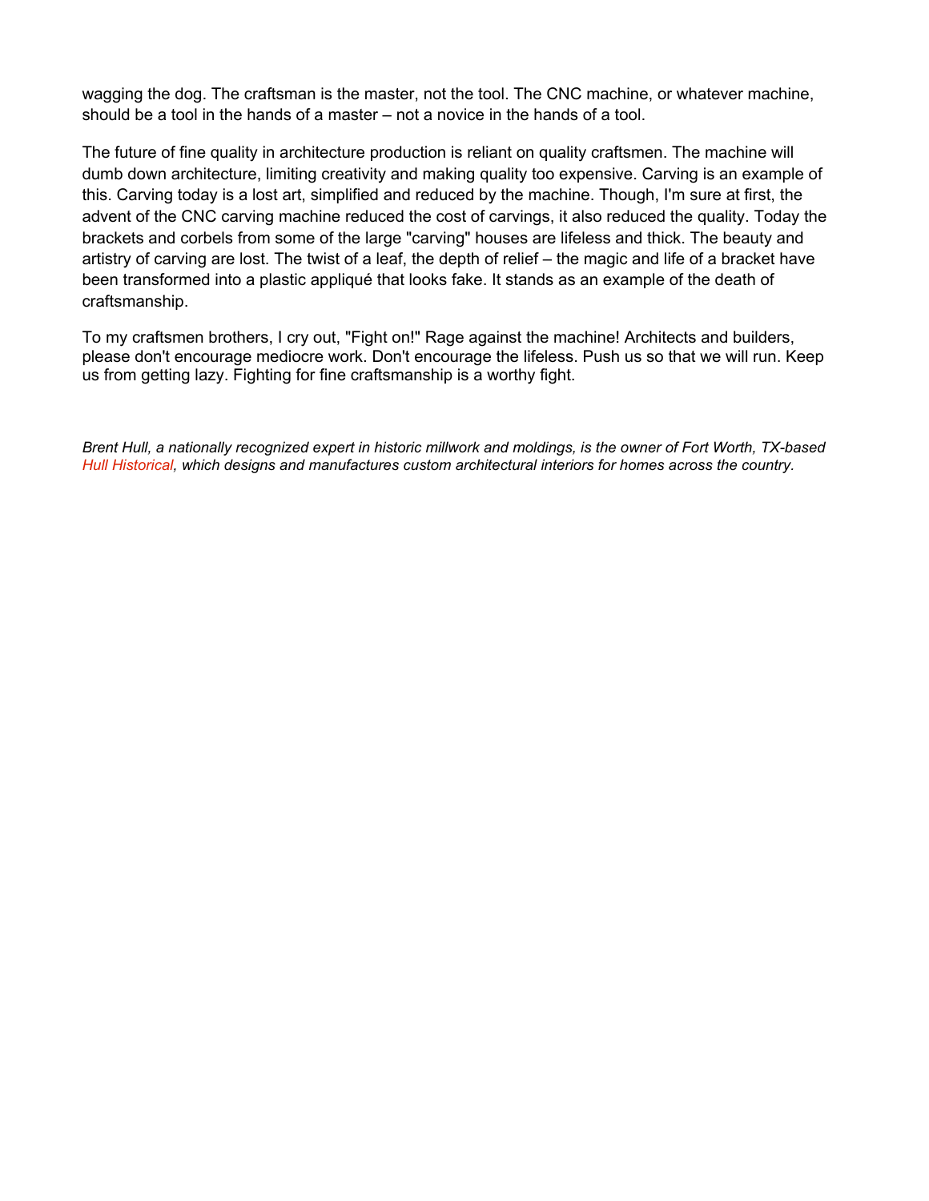wagging the dog. The craftsman is the master, not the tool. The CNC machine, or whatever machine, should be a tool in the hands of a master – not a novice in the hands of a tool.

The future of fine quality in architecture production is reliant on quality craftsmen. The machine will dumb down architecture, limiting creativity and making quality too expensive. Carving is an example of this. Carving today is a lost art, simplified and reduced by the machine. Though, I'm sure at first, the advent of the CNC carving machine reduced the cost of carvings, it also reduced the quality. Today the brackets and corbels from some of the large "carving" houses are lifeless and thick. The beauty and artistry of carving are lost. The twist of a leaf, the depth of relief – the magic and life of a bracket have been transformed into a plastic appliqué that looks fake. It stands as an example of the death of craftsmanship.

To my craftsmen brothers, I cry out, "Fight on!" Rage against the machine! Architects and builders, please don't encourage mediocre work. Don't encourage the lifeless. Push us so that we will run. Keep us from getting lazy. Fighting for fine craftsmanship is a worthy fight.

*Brent Hull, a nationally recognized expert in historic millwork and moldings, is the owner of Fort Worth, TX-based Hull Historical, which designs and manufactures custom architectural interiors for homes across the country.*